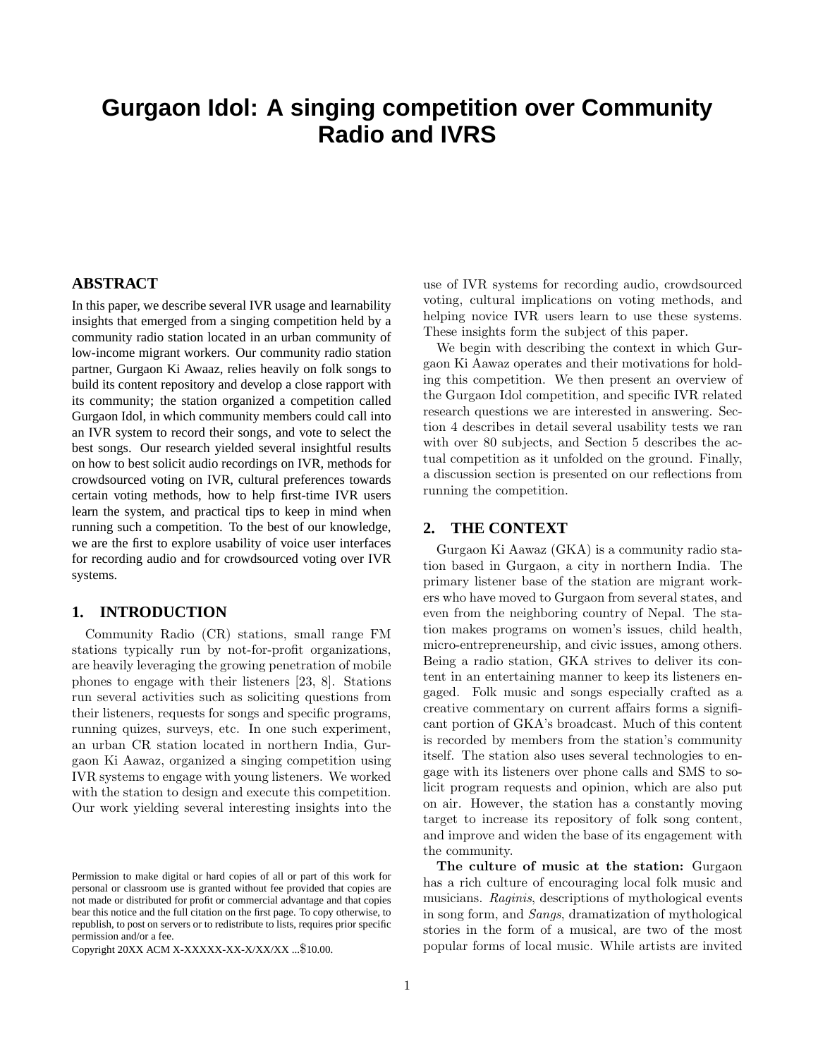# Gurgaon Idol: A singing competition over Community Radio and IVRS

## ABSTRACT

In this paper, we describe several IVR usage and learnability insights that emerged from a singing competition held by a community radio station located in an urban community of low-income migrant workers. Our community radio station partner, Gurgaon Ki Awaaz, relies heavily on folk songs to build its content repository and develop a close rapport with its community; the station organized a competition called Gurgaon Idol, in which community members could call into an IVR system to record their songs, and vote to select the best songs. Our research yielded several insightful results on how to best solicit audio recordings on IVR, methods for crowdsourced voting on IVR, cultural preferences towards certain voting methods, how to help first-time IVR users learn the system, and practical tips to keep in mind when running such a competition. To the best of our knowledge, we are the first to explore usability of voice user interfaces for recording audio and for crowdsourced voting over IVR systems.

## 1. INTRODUCTION

Community Radio (CR) stations, small range FM stations typically run by not-for-profit organizations, are heavily leveraging the growing penetration of mobile phones to engage with their listeners [23, 8]. Stations run several activities such as soliciting questions from their listeners, requests for songs and specific programs, running quizes, surveys, etc. In one such experiment, an urban CR station located in northern India, Gurgaon Ki Aawaz, organized a singing competition using IVR systems to engage with young listeners. We worked with the station to design and execute this competition. Our work yielding several interesting insights into the use of IVR systems for recording audio, crowdsourced voting, cultural implications on voting methods, and helping novice IVR users learn to use these systems. These insights form the subject of this paper.

We begin with describing the context in which Gurgaon Ki Aawaz operates and their motivations for holding this competition. We then present an overview of the Gurgaon Idol competition, and specific IVR related research questions we are interested in answering. Section 4 describes in detail several usability tests we ran with over 80 subjects, and Section 5 describes the actual competition as it unfolded on the ground. Finally, a discussion section is presented on our reflections from running the competition.

Permission to make digital or hard copies of all or part of this work for personal or classroom use is granted without fee provided that copies are not made or distributed for profit or commercial advantage and that copies bear this notice and the full citation on the first page. To copy otherwise, to republish, to post on servers or to redistribute to lists, requires prior specific permission and/or a fee.
Copyright 20XX ACM X-XXXXX-XX-X/XX/XX ...$10.00.

## 2. THE CONTEXT

Gurgaon Ki Aawaz (GKA) is a community radio station based in Gurgaon, a city in northern India. The primary listener base of the station are migrant workers who have moved to Gurgaon from several states, and even from the neighboring country of Nepal. The station makes programs on women's issues, child health, micro-entrepreneurship, and civic issues, among others. Being a radio station, GKA strives to deliver its content in an entertaining manner to keep its listeners engaged. Folk music and songs especially crafted as a creative commentary on current affairs forms a significant portion of GKA's broadcast. Much of this content is recorded by members from the station's community itself. The station also uses several technologies to engage with its listeners over phone calls and SMS to solicit program requests and opinion, which are also put on air. However, the station has a constantly moving target to increase its repository of folk song content, and improve and widen the base of its engagement with the community.

**The culture of music at the station:** Gurgaon has a rich culture of encouraging local folk music and musicians. *Raginis*, descriptions of mythological events in song form, and *Sangs*, dramatization of mythological stories in the form of a musical, are two of the most popular forms of local music. While artists are invited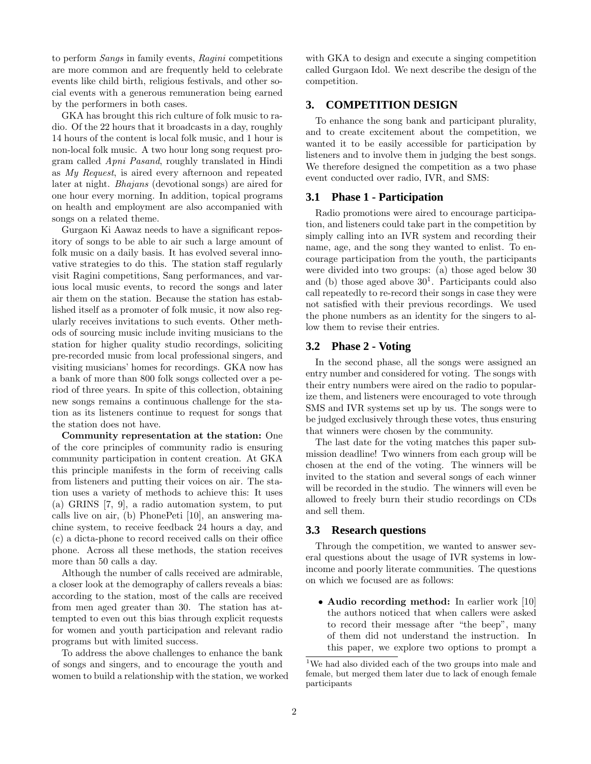to perform *Sangs* in family events, *Ragini* competitions are more common and are frequently held to celebrate events like child birth, religious festivals, and other social events with a generous remuneration being earned by the performers in both cases.

GKA has brought this rich culture of folk music to radio. Of the 22 hours that it broadcasts in a day, roughly 14 hours of the content is local folk music, and 1 hour is non-local folk music. A two hour long song request program called *Apni Pasand*, roughly translated in Hindi as *My Request*, is aired every afternoon and repeated later at night. *Bhajans* (devotional songs) are aired for one hour every morning. In addition, topical programs on health and employment are also accompanied with songs on a related theme.

Gurgaon Ki Aawaz needs to have a significant repository of songs to be able to air such a large amount of folk music on a daily basis. It has evolved several innovative strategies to do this. The station staff regularly visit Ragini competitions, Sang performances, and various local music events, to record the songs and later air them on the station. Because the station has established itself as a promoter of folk music, it now also regularly receives invitations to such events. Other methods of sourcing music include inviting musicians to the station for higher quality studio recordings, soliciting pre-recorded music from local professional singers, and visiting musicians' homes for recordings. GKA now has a bank of more than 800 folk songs collected over a period of three years. In spite of this collection, obtaining new songs remains a continuous challenge for the station as its listeners continue to request for songs that the station does not have.

**Community representation at the station:** One of the core principles of community radio is ensuring community participation in content creation. At GKA this principle manifests in the form of receiving calls from listeners and putting their voices on air. The station uses a variety of methods to achieve this: It uses (a) GRINS [7, 9], a radio automation system, to put calls live on air, (b) PhonePeti [10], an answering machine system, to receive feedback 24 hours a day, and (c) a dicta-phone to record received calls on their office phone. Across all these methods, the station receives more than 50 calls a day.

Although the number of calls received are admirable, a closer look at the demography of callers reveals a bias: according to the station, most of the calls are received from men aged greater than 30. The station has attempted to even out this bias through explicit requests for women and youth participation and relevant radio programs but with limited success.

To address the above challenges to enhance the bank of songs and singers, and to encourage the youth and women to build a relationship with the station, we worked with GKA to design and execute a singing competition called Gurgaon Idol. We next describe the design of the competition.

## 3. COMPETITION DESIGN

To enhance the song bank and participant plurality, and to create excitement about the competition, we wanted it to be easily accessible for participation by listeners and to involve them in judging the best songs. We therefore designed the competition as a two phase event conducted over radio, IVR, and SMS:

### 3.1 Phase 1 - Participation

Radio promotions were aired to encourage participation, and listeners could take part in the competition by simply calling into an IVR system and recording their name, age, and the song they wanted to enlist. To encourage participation from the youth, the participants were divided into two groups: (a) those aged below 30 and (b) those aged above 30[1]. Participants could also call repeatedly to re-record their songs in case they were not satisfied with their previous recordings. We used the phone numbers as an identity for the singers to allow them to revise their entries.

### 3.2 Phase 2 - Voting

In the second phase, all the songs were assigned an entry number and considered for voting. The songs with their entry numbers were aired on the radio to popularize them, and listeners were encouraged to vote through SMS and IVR systems set up by us. The songs were to be judged exclusively through these votes, thus ensuring that winners were chosen by the community.

The last date for the voting matches this paper submission deadline! Two winners from each group will be chosen at the end of the voting. The winners will be invited to the station and several songs of each winner will be recorded in the studio. The winners will even be allowed to freely burn their studio recordings on CDs and sell them.

### 3.3 Research questions

Through the competition, we wanted to answer several questions about the usage of IVR systems in low-income and poorly literate communities. The questions on which we focused are as follows:

- **Audio recording method:** In earlier work [10] the authors noticed that when callers were asked to record their message after "the beep", many of them did not understand the instruction. In this paper, we explore two options to prompt a

[1] We had also divided each of the two groups into male and female, but merged them later due to lack of enough female participants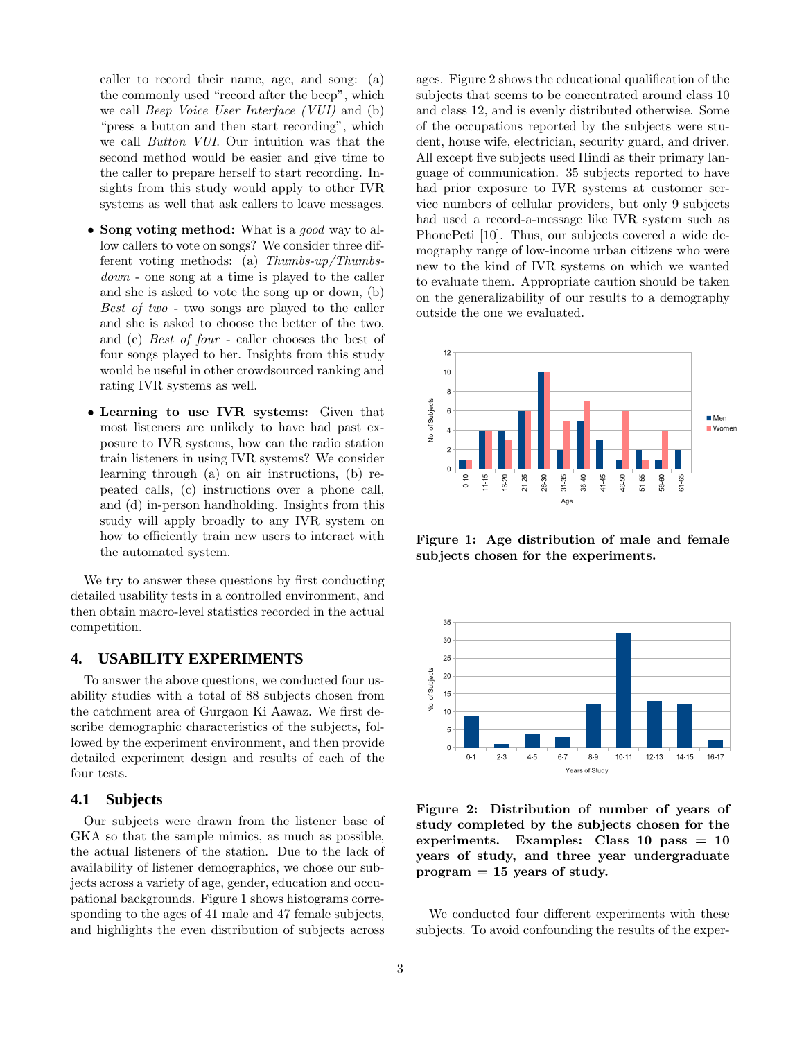caller to record their name, age, and song: (a) the commonly used "record after the beep", which we call *Beep Voice User Interface (VUI)* and (b) "press a button and then start recording", which we call *Button VUI*. Our intuition was that the second method would be easier and give time to the caller to prepare herself to start recording. Insights from this study would apply to other IVR systems as well that ask callers to leave messages.

- **Song voting method:** What is a *good* way to allow callers to vote on songs? We consider three different voting methods: (a) *Thumbs-up/Thumbs-down* - one song at a time is played to the caller and she is asked to vote the song up or down, (b) *Best of two* - two songs are played to the caller and she is asked to choose the better of the two, and (c) *Best of four* - caller chooses the best of four songs played to her. Insights from this study would be useful in other crowdsourced ranking and rating IVR systems as well.

- **Learning to use IVR systems:** Given that most listeners are unlikely to have had past exposure to IVR systems, how can the radio station train listeners in using IVR systems? We consider learning through (a) on air instructions, (b) repeated calls, (c) instructions over a phone call, and (d) in-person handholding. Insights from this study will apply broadly to any IVR system on how to efficiently train new users to interact with the automated system.

We try to answer these questions by first conducting detailed usability tests in a controlled environment, and then obtain macro-level statistics recorded in the actual competition.

# 4. USABILITY EXPERIMENTS

To answer the above questions, we conducted four usability studies with a total of 88 subjects chosen from the catchment area of Gurgaon Ki Aawaz. We first describe demographic characteristics of the subjects, followed by the experiment environment, and then provide detailed experiment design and results of each of the four tests.

## 4.1 Subjects

Our subjects were drawn from the listener base of GKA so that the sample mimics, as much as possible, the actual listeners of the station. Due to the lack of availability of listener demographics, we chose our subjects across a variety of age, gender, education and occupational backgrounds. Figure 1 shows histograms corresponding to the ages of 41 male and 47 female subjects, and highlights the even distribution of subjects across ages. Figure 2 shows the educational qualification of the subjects that seems to be concentrated around class 10 and class 12, and is evenly distributed otherwise. Some of the occupations reported by the subjects were student, house wife, electrician, security guard, and driver. All except five subjects used Hindi as their primary language of communication. 35 subjects reported to have had prior exposure to IVR systems at customer service numbers of cellular providers, but only 9 subjects had used a record-a-message like IVR system such as PhonePeti [10]. Thus, our subjects covered a wide demography range of low-income urban citizens who were new to the kind of IVR systems on which we wanted to evaluate them. Appropriate caution should be taken on the generalizability of our results to a demography outside the one we evaluated.

No. of Subjects
0 2 4 6 8 10 12
0-10 11-15 16-20 21-25 26-30 31-35 36-40 41-45 46-50 51-55 56-60 61-65
Age
Men
Women

**Figure 1: Age distribution of male and female subjects chosen for the experiments.**

No. of Subjects
0 5 10 15 20 25 30 35
0-1 2-3 4-5 6-7 8-9 10-11 12-13 14-15 16-17
Years of Study

**Figure 2: Distribution of number of years of study completed by the subjects chosen for the experiments. Examples: Class 10 pass = 10 years of study, and three year undergraduate program = 15 years of study.**

We conducted four different experiments with these subjects. To avoid confounding the results of the exper-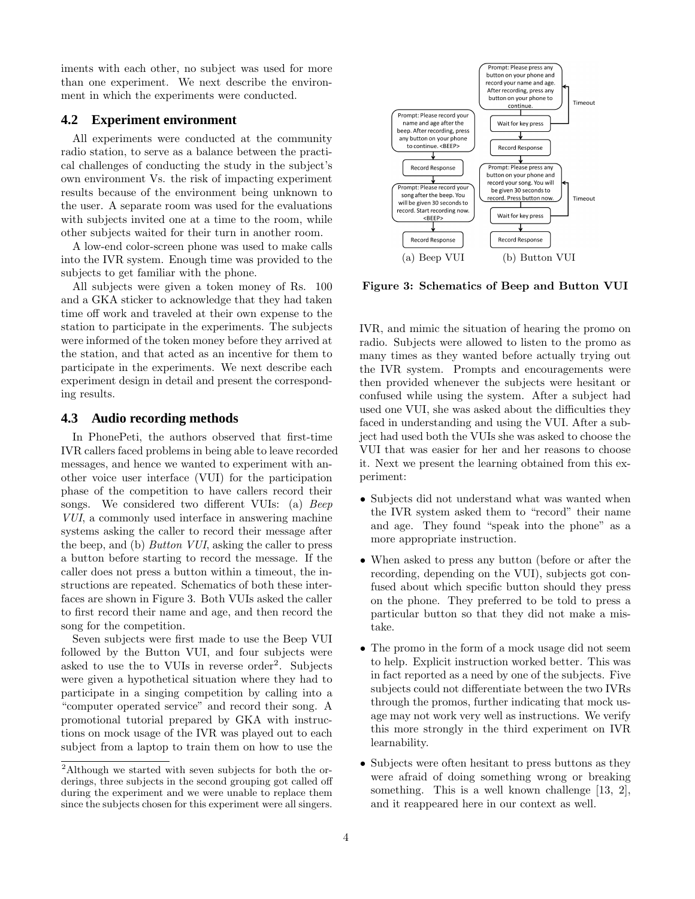iments with each other, no subject was used for more than one experiment. We next describe the environment in which the experiments were conducted.

## 4.2 Experiment environment

All experiments were conducted at the community radio station, to serve as a balance between the practical challenges of conducting the study in the subject's own environment Vs. the risk of impacting experiment results because of the environment being unknown to the user. A separate room was used for the evaluations with subjects invited one at a time to the room, while other subjects waited for their turn in another room.

A low-end color-screen phone was used to make calls into the IVR system. Enough time was provided to the subjects to get familiar with the phone.

All subjects were given a token money of Rs. 100 and a GKA sticker to acknowledge that they had taken time off work and traveled at their own expense to the station to participate in the experiments. The subjects were informed of the token money before they arrived at the station, and that acted as an incentive for them to participate in the experiments. We next describe each experiment design in detail and present the corresponding results.

## 4.3 Audio recording methods

In PhonePeti, the authors observed that first-time IVR callers faced problems in being able to leave recorded messages, and hence we wanted to experiment with another voice user interface (VUI) for the participation phase of the competition to have callers record their songs. We considered two different VUIs: (a) *Beep VUI*, a commonly used interface in answering machine systems asking the caller to record their message after the beep, and (b) *Button VUI*, asking the caller to press a button before starting to record the message. If the caller does not press a button within a timeout, the instructions are repeated. Schematics of both these interfaces are shown in Figure 3. Both VUIs asked the caller to first record their name and age, and then record the song for the competition.

Seven subjects were first made to use the Beep VUI followed by the Button VUI, and four subjects were asked to use the to VUIs in reverse order[2]. Subjects were given a hypothetical situation where they had to participate in a singing competition by calling into a "computer operated service" and record their song. A promotional tutorial prepared by GKA with instructions on mock usage of the IVR was played out to each subject from a laptop to train them on how to use the IVR, and mimic the situation of hearing the promo on radio. Subjects were allowed to listen to the promo as many times as they wanted before actually trying out the IVR system. Prompts and encouragements were then provided whenever the subjects were hesitant or confused while using the system. After a subject had used one VUI, she was asked about the difficulties they faced in understanding and using the VUI. After a subject had used both the VUIs she was asked to choose the VUI that was easier for her and her reasons to choose it. Next we present the learning obtained from this experiment:

(a) Beep VUI: Prompt: Please record your name and age after the beep. After recording, press any button on your phone to continue. <BEEP> → Record Response → Prompt: Please record your song after the beep. You will be given 30 seconds to record. Start recording now. <BEEP> → Record Response

(b) Button VUI: Prompt: Please press any button on your phone and record your name and age. After recording, press any button on your phone to continue. → Wait for key press (Timeout → back to prompt) → Record Response → Prompt: Please press any button on your phone and record your song. You will be given 30 seconds to record. Press button now. → Wait for key press (Timeout → back to prompt) → Record Response

**Figure 3: Schematics of Beep and Button VUI**

- Subjects did not understand what was wanted when the IVR system asked them to "record" their name and age. They found "speak into the phone" as a more appropriate instruction.
- When asked to press any button (before or after the recording, depending on the VUI), subjects got confused about which specific button should they press on the phone. They preferred to be told to press a particular button so that they did not make a mistake.
- The promo in the form of a mock usage did not seem to help. Explicit instruction worked better. This was in fact reported as a need by one of the subjects. Five subjects could not differentiate between the two IVRs through the promos, further indicating that mock usage may not work very well as instructions. We verify this more strongly in the third experiment on IVR learnability.
- Subjects were often hesitant to press buttons as they were afraid of doing something wrong or breaking something. This is a well known challenge [13, 2], and it reappeared here in our context as well.

[2] Although we started with seven subjects for both the orderings, three subjects in the second grouping got called off during the experiment and we were unable to replace them since the subjects chosen for this experiment were all singers.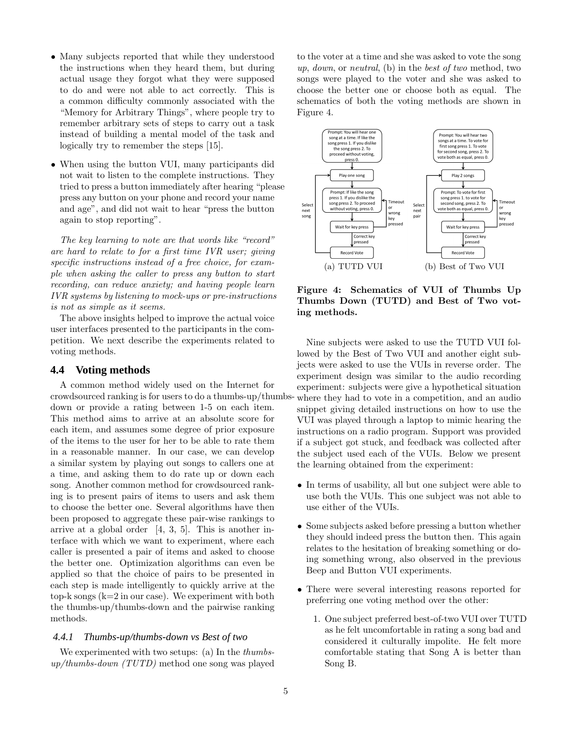- Many subjects reported that while they understood the instructions when they heard them, but during actual usage they forgot what they were supposed to do and were not able to act correctly. This is a common difficulty commonly associated with the "Memory for Arbitrary Things", where people try to remember arbitrary sets of steps to carry out a task instead of building a mental model of the task and logically try to remember the steps [15].

- When using the button VUI, many participants did not wait to listen to the complete instructions. They tried to press a button immediately after hearing "please press any button on your phone and record your name and age", and did not wait to hear "press the button again to stop reporting".

*The key learning to note are that words like "record" are hard to relate to for a first time IVR user; giving specific instructions instead of a free choice, for example when asking the caller to press any button to start recording, can reduce anxiety; and having people learn IVR systems by listening to mock-ups or pre-instructions is not as simple as it seems.*

The above insights helped to improve the actual voice user interfaces presented to the participants in the competition. We next describe the experiments related to voting methods.

## 4.4 Voting methods

A common method widely used on the Internet for crowdsourced ranking is for users to do a thumbs-up/thumbs-down or provide a rating between 1-5 on each item. This method aims to arrive at an absolute score for each item, and assumes some degree of prior exposure of the items to the user for her to be able to rate them in a reasonable manner. In our case, we can develop a similar system by playing out songs to callers one at a time, and asking them to do rate up or down each song. Another common method for crowdsourced ranking is to present pairs of items to users and ask them to choose the better one. Several algorithms have then been proposed to aggregate these pair-wise rankings to arrive at a global order [4, 3, 5]. This is another interface with which we want to experiment, where each caller is presented a pair of items and asked to choose the better one. Optimization algorithms can even be applied so that the choice of pairs to be presented in each step is made intelligently to quickly arrive at the top-k songs (k=2 in our case). We experiment with both the thumbs-up/thumbs-down and the pairwise ranking methods.

### 4.4.1 Thumbs-up/thumbs-down vs Best of two

We experimented with two setups: (a) In the *thumbs-up/thumbs-down (TUTD)* method one song was played to the voter at a time and she was asked to vote the song *up*, *down*, or *neutral*, (b) in the *best of two* method, two songs were played to the voter and she was asked to choose the better one or choose both as equal. The schematics of both the voting methods are shown in Figure 4.

(a) TUTD VUI (b) Best of Two VUI

**Figure 4: Schematics of VUI of Thumbs Up Thumbs Down (TUTD) and Best of Two voting methods.**

Nine subjects were asked to use the TUTD VUI followed by the Best of Two VUI and another eight subjects were asked to use the VUIs in reverse order. The experiment design was similar to the audio recording experiment: subjects were give a hypothetical situation where they had to vote in a competition, and an audio snippet giving detailed instructions on how to use the VUI was played through a laptop to mimic hearing the instructions on a radio program. Support was provided if a subject got stuck, and feedback was collected after the subject used each of the VUIs. Below we present the learning obtained from the experiment:

- In terms of usability, all but one subject were able to use both the VUIs. This one subject was not able to use either of the VUIs.

- Some subjects asked before pressing a button whether they should indeed press the button then. This again relates to the hesitation of breaking something or doing something wrong, also observed in the previous Beep and Button VUI experiments.

- There were several interesting reasons reported for preferring one voting method over the other:

  1. One subject preferred best-of-two VUI over TUTD as he felt uncomfortable in rating a song bad and considered it culturally impolite. He felt more comfortable stating that Song A is better than Song B.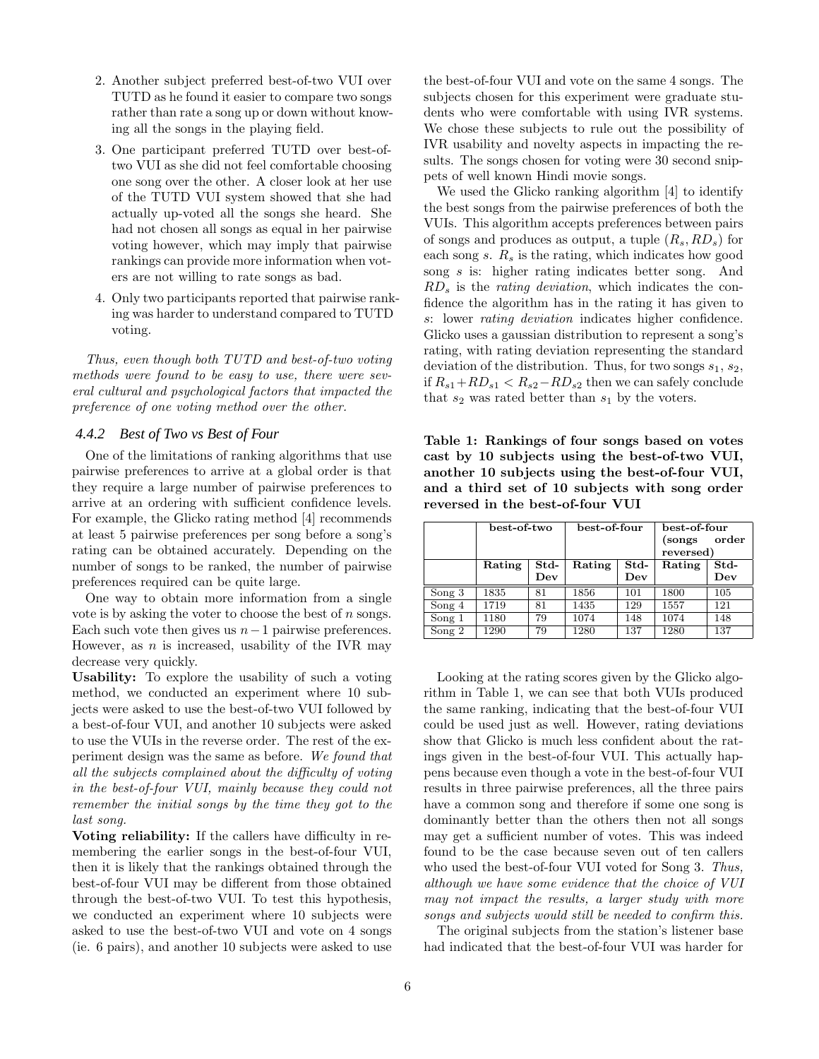2. Another subject preferred best-of-two VUI over TUTD as he found it easier to compare two songs rather than rate a song up or down without knowing all the songs in the playing field.
3. One participant preferred TUTD over best-of-two VUI as she did not feel comfortable choosing one song over the other. A closer look at her use of the TUTD VUI system showed that she had actually up-voted all the songs she heard. She had not chosen all songs as equal in her pairwise voting however, which may imply that pairwise rankings can provide more information when voters are not willing to rate songs as bad.
4. Only two participants reported that pairwise ranking was harder to understand compared to TUTD voting.

*Thus, even though both TUTD and best-of-two voting methods were found to be easy to use, there were several cultural and psychological factors that impacted the preference of one voting method over the other.*

### 4.4.2 Best of Two vs Best of Four

One of the limitations of ranking algorithms that use pairwise preferences to arrive at a global order is that they require a large number of pairwise preferences to arrive at an ordering with sufficient confidence levels. For example, the Glicko rating method [4] recommends at least 5 pairwise preferences per song before a song's rating can be obtained accurately. Depending on the number of songs to be ranked, the number of pairwise preferences required can be quite large.

One way to obtain more information from a single vote is by asking the voter to choose the best of $n$ songs. Each such vote then gives us $n-1$ pairwise preferences. However, as $n$ is increased, usability of the IVR may decrease very quickly.

**Usability:** To explore the usability of such a voting method, we conducted an experiment where 10 subjects were asked to use the best-of-two VUI followed by a best-of-four VUI, and another 10 subjects were asked to use the VUIs in the reverse order. The rest of the experiment design was the same as before. *We found that all the subjects complained about the difficulty of voting in the best-of-four VUI, mainly because they could not remember the initial songs by the time they got to the last song.*

**Voting reliability:** If the callers have difficulty in remembering the earlier songs in the best-of-four VUI, then it is likely that the rankings obtained through the best-of-four VUI may be different from those obtained through the best-of-two VUI. To test this hypothesis, we conducted an experiment where 10 subjects were asked to use the best-of-two VUI and vote on 4 songs (ie. 6 pairs), and another 10 subjects were asked to use the best-of-four VUI and vote on the same 4 songs. The subjects chosen for this experiment were graduate students who were comfortable with using IVR systems. We chose these subjects to rule out the possibility of IVR usability and novelty aspects in impacting the results. The songs chosen for voting were 30 second snippets of well known Hindi movie songs.

We used the Glicko ranking algorithm [4] to identify the best songs from the pairwise preferences of both the VUIs. This algorithm accepts preferences between pairs of songs and produces as output, a tuple $(R_s, RD_s)$ for each song $s$. $R_s$ is the rating, which indicates how good song $s$ is: higher rating indicates better song. And $RD_s$ is the *rating deviation*, which indicates the confidence the algorithm has in the rating it has given to $s$: lower *rating deviation* indicates higher confidence. Glicko uses a gaussian distribution to represent a song's rating, with rating deviation representing the standard deviation of the distribution. Thus, for two songs $s_1$, $s_2$, if $R_{s1}+RD_{s1} < R_{s2}-RD_{s2}$ then we can safely conclude that $s_2$ was rated better than $s_1$ by the voters.

**Table 1: Rankings of four songs based on votes cast by 10 subjects using the best-of-two VUI, another 10 subjects using the best-of-four VUI, and a third set of 10 subjects with song order reversed in the best-of-four VUI**

| | best-of-two | | best-of-four | | best-of-four (songs order reversed) | |
|---|---|---|---|---|---|---|
| | **Rating** | **Std-Dev** | **Rating** | **Std-Dev** | **Rating** | **Std-Dev** |
| Song 3 | 1835 | 81 | 1856 | 101 | 1800 | 105 |
| Song 4 | 1719 | 81 | 1435 | 129 | 1557 | 121 |
| Song 1 | 1180 | 79 | 1074 | 148 | 1074 | 148 |
| Song 2 | 1290 | 79 | 1280 | 137 | 1280 | 137 |

Looking at the rating scores given by the Glicko algorithm in Table 1, we can see that both VUIs produced the same ranking, indicating that the best-of-four VUI could be used just as well. However, rating deviations show that Glicko is much less confident about the ratings given in the best-of-four VUI. This actually happens because even though a vote in the best-of-four VUI results in three pairwise preferences, all the three pairs have a common song and therefore if some one song is dominantly better than the others then not all songs may get a sufficient number of votes. This was indeed found to be the case because seven out of ten callers who used the best-of-four VUI voted for Song 3. *Thus, although we have some evidence that the choice of VUI may not impact the results, a larger study with more songs and subjects would still be needed to confirm this.*

The original subjects from the station's listener base had indicated that the best-of-four VUI was harder for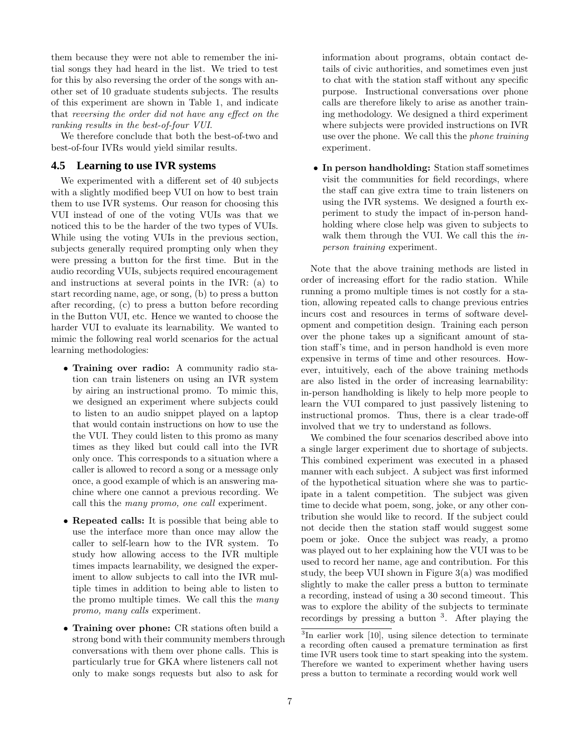them because they were not able to remember the initial songs they had heard in the list. We tried to test for this by also reversing the order of the songs with another set of 10 graduate students subjects. The results of this experiment are shown in Table 1, and indicate that *reversing the order did not have any effect on the ranking results in the best-of-four VUI*.

We therefore conclude that both the best-of-two and best-of-four IVRs would yield similar results.

## 4.5 Learning to use IVR systems

We experimented with a different set of 40 subjects with a slightly modified beep VUI on how to best train them to use IVR systems. Our reason for choosing this VUI instead of one of the voting VUIs was that we noticed this to be the harder of the two types of VUIs. While using the voting VUIs in the previous section, subjects generally required prompting only when they were pressing a button for the first time. But in the audio recording VUIs, subjects required encouragement and instructions at several points in the IVR: (a) to start recording name, age, or song, (b) to press a button after recording, (c) to press a button before recording in the Button VUI, etc. Hence we wanted to choose the harder VUI to evaluate its learnability. We wanted to mimic the following real world scenarios for the actual learning methodologies:

- **Training over radio:** A community radio station can train listeners on using an IVR system by airing an instructional promo. To mimic this, we designed an experiment where subjects could to listen to an audio snippet played on a laptop that would contain instructions on how to use the the VUI. They could listen to this promo as many times as they liked but could call into the IVR only once. This corresponds to a situation where a caller is allowed to record a song or a message only once, a good example of which is an answering machine where one cannot a previous recording. We call this the *many promo, one call* experiment.

- **Repeated calls:** It is possible that being able to use the interface more than once may allow the caller to self-learn how to the IVR system. To study how allowing access to the IVR multiple times impacts learnability, we designed the experiment to allow subjects to call into the IVR multiple times in addition to being able to listen to the promo multiple times. We call this the *many promo, many calls* experiment.

- **Training over phone:** CR stations often build a strong bond with their community members through conversations with them over phone calls. This is particularly true for GKA where listeners call not only to make songs requests but also to ask for information about programs, obtain contact details of civic authorities, and sometimes even just to chat with the station staff without any specific purpose. Instructional conversations over phone calls are therefore likely to arise as another training methodology. We designed a third experiment where subjects were provided instructions on IVR use over the phone. We call this the *phone training* experiment.

- **In person handholding:** Station staff sometimes visit the communities for field recordings, where the staff can give extra time to train listeners on using the IVR systems. We designed a fourth experiment to study the impact of in-person handholding where close help was given to subjects to walk them through the VUI. We call this the *in-person training* experiment.

Note that the above training methods are listed in order of increasing effort for the radio station. While running a promo multiple times is not costly for a station, allowing repeated calls to change previous entries incurs cost and resources in terms of software development and competition design. Training each person over the phone takes up a significant amount of station staff's time, and in person handhold is even more expensive in terms of time and other resources. However, intuitively, each of the above training methods are also listed in the order of increasing learnability: in-person handholding is likely to help more people to learn the VUI compared to just passively listening to instructional promos. Thus, there is a clear trade-off involved that we try to understand as follows.

We combined the four scenarios described above into a single larger experiment due to shortage of subjects. This combined experiment was executed in a phased manner with each subject. A subject was first informed of the hypothetical situation where she was to participate in a talent competition. The subject was given time to decide what poem, song, joke, or any other contribution she would like to record. If the subject could not decide then the station staff would suggest some poem or joke. Once the subject was ready, a promo was played out to her explaining how the VUI was to be used to record her name, age and contribution. For this study, the beep VUI shown in Figure 3(a) was modified slightly to make the caller press a button to terminate a recording, instead of using a 30 second timeout. This was to explore the ability of the subjects to terminate recordings by pressing a button [3]. After playing the

[3] In earlier work [10], using silence detection to terminate a recording often caused a premature termination as first time IVR users took time to start speaking into the system. Therefore we wanted to experiment whether having users press a button to terminate a recording would work well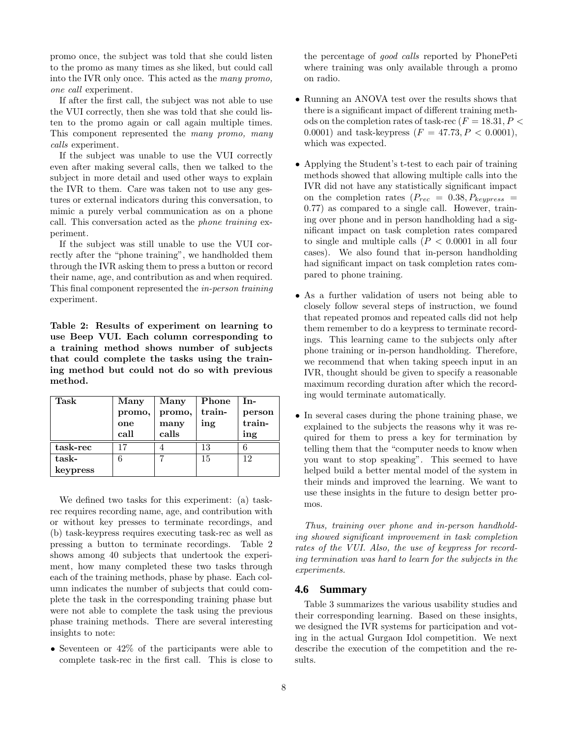promo once, the subject was told that she could listen to the promo as many times as she liked, but could call into the IVR only once. This acted as the *many promo, one call* experiment.

If after the first call, the subject was not able to use the VUI correctly, then she was told that she could listen to the promo again or call again multiple times. This component represented the *many promo, many calls* experiment.

If the subject was unable to use the VUI correctly even after making several calls, then we talked to the subject in more detail and used other ways to explain the IVR to them. Care was taken not to use any gestures or external indicators during this conversation, to mimic a purely verbal communication as on a phone call. This conversation acted as the *phone training* experiment.

If the subject was still unable to use the VUI correctly after the "phone training", we handholded them through the IVR asking them to press a button or record their name, age, and contribution as and when required. This final component represented the *in-person training* experiment.

**Table 2: Results of experiment on learning to use Beep VUI. Each column corresponding to a training method shows number of subjects that could complete the tasks using the training method but could not do so with previous method.**

| Task | Many promo, one call | Many promo, many calls | Phone training | In-person training |
|---|---|---|---|---|
| task-rec | 17 | 4 | 13 | 6 |
| task-keypress | 6 | 7 | 15 | 12 |

We defined two tasks for this experiment: (a) task-rec requires recording name, age, and contribution with or without key presses to terminate recordings, and (b) task-keypress requires executing task-rec as well as pressing a button to terminate recordings. Table 2 shows among 40 subjects that undertook the experiment, how many completed these two tasks through each of the training methods, phase by phase. Each column indicates the number of subjects that could complete the task in the corresponding training phase but were not able to complete the task using the previous phase training methods. There are several interesting insights to note:

- Seventeen or 42% of the participants were able to complete task-rec in the first call. This is close to the percentage of *good calls* reported by PhonePeti where training was only available through a promo on radio.
- Running an ANOVA test over the results shows that there is a significant impact of different training methods on the completion rates of task-rec ($F = 18.31, P < 0.0001$) and task-keypress ($F = 47.73, P < 0.0001$), which was expected.
- Applying the Student's t-test to each pair of training methods showed that allowing multiple calls into the IVR did not have any statistically significant impact on the completion rates ($P_{rec} = 0.38, P_{keypress} = 0.77$) as compared to a single call. However, training over phone and in person handholding had a significant impact on task completion rates compared to single and multiple calls ($P < 0.0001$ in all four cases). We also found that in-person handholding had significant impact on task completion rates compared to phone training.
- As a further validation of users not being able to closely follow several steps of instruction, we found that repeated promos and repeated calls did not help them remember to do a keypress to terminate recordings. This learning came to the subjects only after phone training or in-person handholding. Therefore, we recommend that when taking speech input in an IVR, thought should be given to specify a reasonable maximum recording duration after which the recording would terminate automatically.
- In several cases during the phone training phase, we explained to the subjects the reasons why it was required for them to press a key for termination by telling them that the "computer needs to know when you want to stop speaking". This seemed to have helped build a better mental model of the system in their minds and improved the learning. We want to use these insights in the future to design better promos.

*Thus, training over phone and in-person handholding showed significant improvement in task completion rates of the VUI. Also, the use of keypress for recording termination was hard to learn for the subjects in the experiments.*

## 4.6 Summary

Table 3 summarizes the various usability studies and their corresponding learning. Based on these insights, we designed the IVR systems for participation and voting in the actual Gurgaon Idol competition. We next describe the execution of the competition and the results.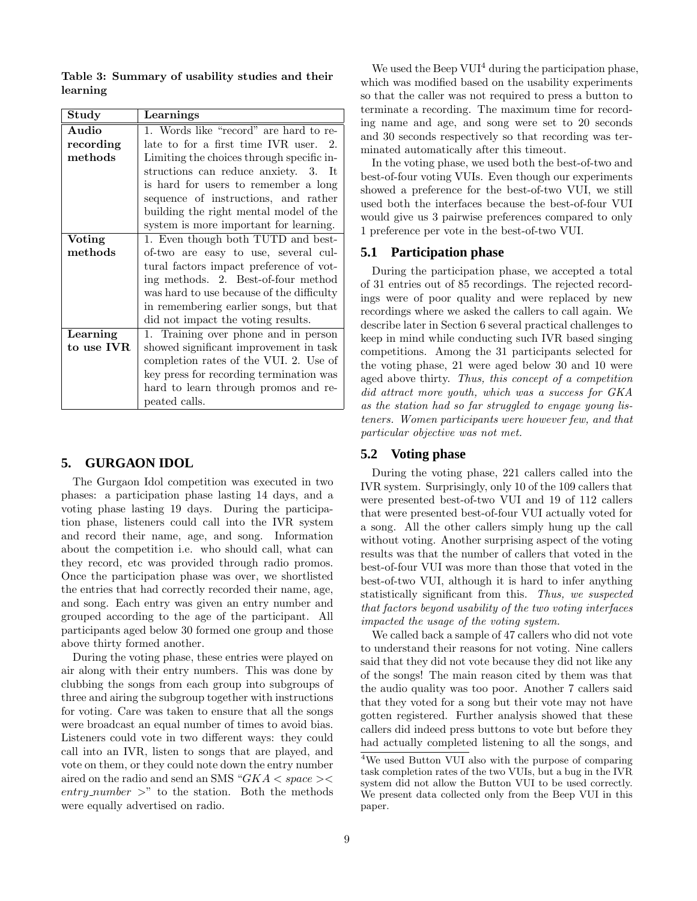**Table 3: Summary of usability studies and their learning**

| Study | Learnings |
|---|---|
| **Audio recording methods** | 1. Words like "record" are hard to relate to for a first time IVR user. 2. Limiting the choices through specific instructions can reduce anxiety. 3. It is hard for users to remember a long sequence of instructions, and rather building the right mental model of the system is more important for learning. |
| **Voting methods** | 1. Even though both TUTD and best-of-two are easy to use, several cultural factors impact preference of voting methods. 2. Best-of-four method was hard to use because of the difficulty in remembering earlier songs, but that did not impact the voting results. |
| **Learning to use IVR** | 1. Training over phone and in person showed significant improvement in task completion rates of the VUI. 2. Use of key press for recording termination was hard to learn through promos and repeated calls. |

## 5. GURGAON IDOL

The Gurgaon Idol competition was executed in two phases: a participation phase lasting 14 days, and a voting phase lasting 19 days. During the participation phase, listeners could call into the IVR system and record their name, age, and song. Information about the competition i.e. who should call, what can they record, etc was provided through radio promos. Once the participation phase was over, we shortlisted the entries that had correctly recorded their name, age, and song. Each entry was given an entry number and grouped according to the age of the participant. All participants aged below 30 formed one group and those above thirty formed another.

During the voting phase, these entries were played on air along with their entry numbers. This was done by clubbing the songs from each group into subgroups of three and airing the subgroup together with instructions for voting. Care was taken to ensure that all the songs were broadcast an equal number of times to avoid bias. Listeners could vote in two different ways: they could call into an IVR, listen to songs that are played, and vote on them, or they could note down the entry number aired on the radio and send an SMS "*GKA < space >< entry_number >*" to the station. Both the methods were equally advertised on radio.

We used the Beep VUI[4] during the participation phase, which was modified based on the usability experiments so that the caller was not required to press a button to terminate a recording. The maximum time for recording name and age, and song were set to 20 seconds and 30 seconds respectively so that recording was terminated automatically after this timeout.

In the voting phase, we used both the best-of-two and best-of-four voting VUIs. Even though our experiments showed a preference for the best-of-two VUI, we still used both the interfaces because the best-of-four VUI would give us 3 pairwise preferences compared to only 1 preference per vote in the best-of-two VUI.

### 5.1 Participation phase

During the participation phase, we accepted a total of 31 entries out of 85 recordings. The rejected recordings were of poor quality and were replaced by new recordings where we asked the callers to call again. We describe later in Section 6 several practical challenges to keep in mind while conducting such IVR based singing competitions. Among the 31 participants selected for the voting phase, 21 were aged below 30 and 10 were aged above thirty. *Thus, this concept of a competition did attract more youth, which was a success for GKA as the station had so far struggled to engage young listeners. Women participants were however few, and that particular objective was not met.*

### 5.2 Voting phase

During the voting phase, 221 callers called into the IVR system. Surprisingly, only 10 of the 109 callers that were presented best-of-two VUI and 19 of 112 callers that were presented best-of-four VUI actually voted for a song. All the other callers simply hung up the call without voting. Another surprising aspect of the voting results was that the number of callers that voted in the best-of-four VUI was more than those that voted in the best-of-two VUI, although it is hard to infer anything statistically significant from this. *Thus, we suspected that factors beyond usability of the two voting interfaces impacted the usage of the voting system.*

We called back a sample of 47 callers who did not vote to understand their reasons for not voting. Nine callers said that they did not vote because they did not like any of the songs! The main reason cited by them was that the audio quality was too poor. Another 7 callers said that they voted for a song but their vote may not have gotten registered. Further analysis showed that these callers did indeed press buttons to vote but before they had actually completed listening to all the songs, and

[4]We used Button VUI also with the purpose of comparing task completion rates of the two VUIs, but a bug in the IVR system did not allow the Button VUI to be used correctly. We present data collected only from the Beep VUI in this paper.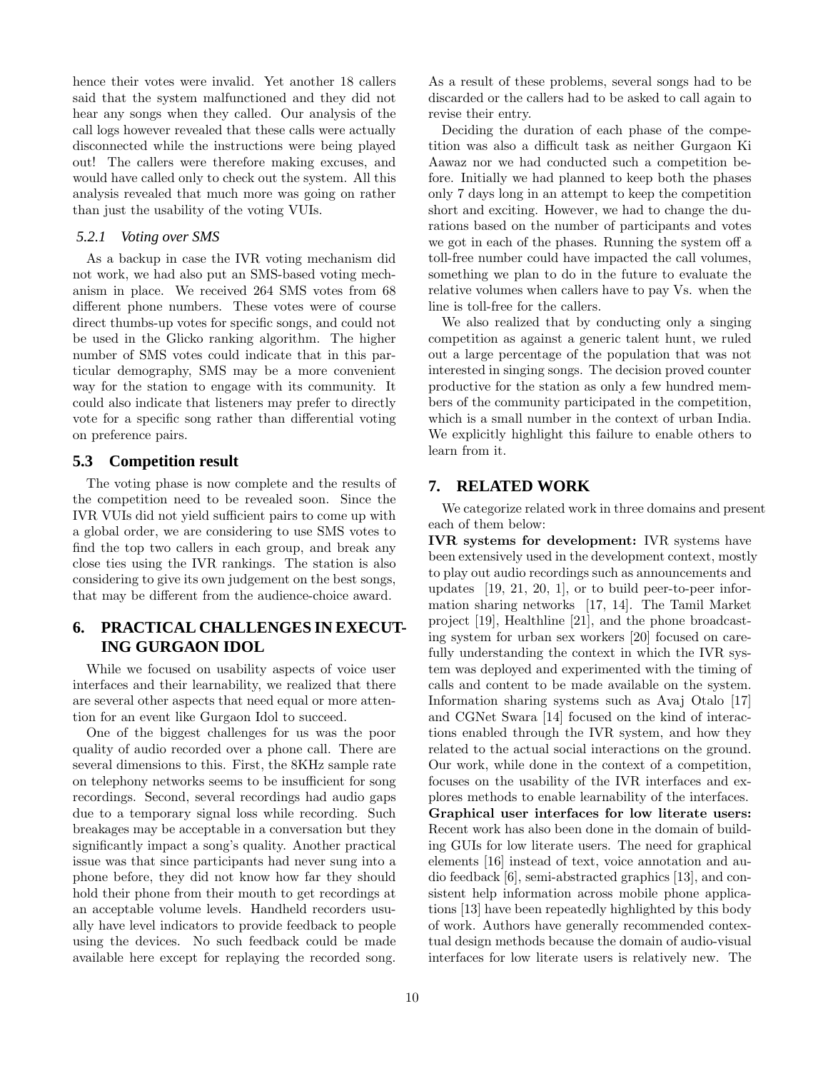hence their votes were invalid. Yet another 18 callers said that the system malfunctioned and they did not hear any songs when they called. Our analysis of the call logs however revealed that these calls were actually disconnected while the instructions were being played out! The callers were therefore making excuses, and would have called only to check out the system. All this analysis revealed that much more was going on rather than just the usability of the voting VUIs.

#### 5.2.1 Voting over SMS

As a backup in case the IVR voting mechanism did not work, we had also put an SMS-based voting mechanism in place. We received 264 SMS votes from 68 different phone numbers. These votes were of course direct thumbs-up votes for specific songs, and could not be used in the Glicko ranking algorithm. The higher number of SMS votes could indicate that in this particular demography, SMS may be a more convenient way for the station to engage with its community. It could also indicate that listeners may prefer to directly vote for a specific song rather than differential voting on preference pairs.

### 5.3 Competition result

The voting phase is now complete and the results of the competition need to be revealed soon. Since the IVR VUIs did not yield sufficient pairs to come up with a global order, we are considering to use SMS votes to find the top two callers in each group, and break any close ties using the IVR rankings. The station is also considering to give its own judgement on the best songs, that may be different from the audience-choice award.

## 6. PRACTICAL CHALLENGES IN EXECUTING GURGAON IDOL

While we focused on usability aspects of voice user interfaces and their learnability, we realized that there are several other aspects that need equal or more attention for an event like Gurgaon Idol to succeed.

One of the biggest challenges for us was the poor quality of audio recorded over a phone call. There are several dimensions to this. First, the 8KHz sample rate on telephony networks seems to be insufficient for song recordings. Second, several recordings had audio gaps due to a temporary signal loss while recording. Such breakages may be acceptable in a conversation but they significantly impact a song's quality. Another practical issue was that since participants had never sung into a phone before, they did not know how far they should hold their phone from their mouth to get recordings at an acceptable volume levels. Handheld recorders usually have level indicators to provide feedback to people using the devices. No such feedback could be made available here except for replaying the recorded song. As a result of these problems, several songs had to be discarded or the callers had to be asked to call again to revise their entry.

Deciding the duration of each phase of the competition was also a difficult task as neither Gurgaon Ki Aawaz nor we had conducted such a competition before. Initially we had planned to keep both the phases only 7 days long in an attempt to keep the competition short and exciting. However, we had to change the durations based on the number of participants and votes we got in each of the phases. Running the system off a toll-free number could have impacted the call volumes, something we plan to do in the future to evaluate the relative volumes when callers have to pay Vs. when the line is toll-free for the callers.

We also realized that by conducting only a singing competition as against a generic talent hunt, we ruled out a large percentage of the population that was not interested in singing songs. The decision proved counter productive for the station as only a few hundred members of the community participated in the competition, which is a small number in the context of urban India. We explicitly highlight this failure to enable others to learn from it.

## 7. RELATED WORK

We categorize related work in three domains and present each of them below:

**IVR systems for development:** IVR systems have been extensively used in the development context, mostly to play out audio recordings such as announcements and updates [19, 21, 20, 1], or to build peer-to-peer information sharing networks [17, 14]. The Tamil Market project [19], Healthline [21], and the phone broadcasting system for urban sex workers [20] focused on carefully understanding the context in which the IVR system was deployed and experimented with the timing of calls and content to be made available on the system. Information sharing systems such as Avaj Otalo [17] and CGNet Swara [14] focused on the kind of interactions enabled through the IVR system, and how they related to the actual social interactions on the ground. Our work, while done in the context of a competition, focuses on the usability of the IVR interfaces and explores methods to enable learnability of the interfaces.

**Graphical user interfaces for low literate users:** Recent work has also been done in the domain of building GUIs for low literate users. The need for graphical elements [16] instead of text, voice annotation and audio feedback [6], semi-abstracted graphics [13], and consistent help information across mobile phone applications [13] have been repeatedly highlighted by this body of work. Authors have generally recommended contextual design methods because the domain of audio-visual interfaces for low literate users is relatively new. The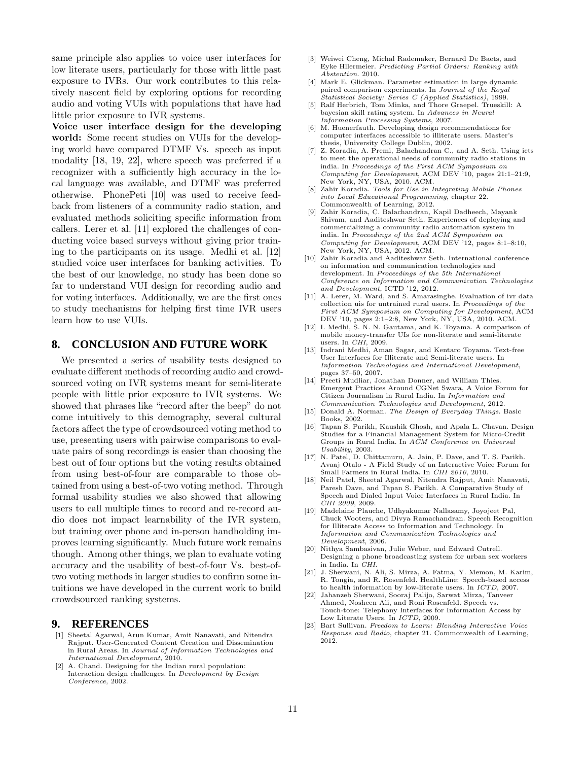same principle also applies to voice user interfaces for low literate users, particularly for those with little past exposure to IVRs. Our work contributes to this relatively nascent field by exploring options for recording audio and voting VUIs with populations that have had little prior exposure to IVR systems.

**Voice user interface design for the developing world:** Some recent studies on VUIs for the developing world have compared DTMF Vs. speech as input modality [18, 19, 22], where speech was preferred if a recognizer with a sufficiently high accuracy in the local language was available, and DTMF was preferred otherwise. PhonePeti [10] was used to receive feedback from listeners of a community radio station, and evaluated methods soliciting specific information from callers. Lerer et al. [11] explored the challenges of conducting voice based surveys without giving prior training to the participants on its usage. Medhi et al. [12] studied voice user interfaces for banking activities. To the best of our knowledge, no study has been done so far to understand VUI design for recording audio and for voting interfaces. Additionally, we are the first ones to study mechanisms for helping first time IVR users learn how to use VUIs.

## 8. CONCLUSION AND FUTURE WORK

We presented a series of usability tests designed to evaluate different methods of recording audio and crowdsourced voting on IVR systems meant for semi-literate people with little prior exposure to IVR systems. We showed that phrases like "record after the beep" do not come intuitively to this demography, several cultural factors affect the type of crowdsourced voting method to use, presenting users with pairwise comparisons to evaluate pairs of song recordings is easier than choosing the best out of four options but the voting results obtained from using best-of-four are comparable to those obtained from using a best-of-two voting method. Through formal usability studies we also showed that allowing users to call multiple times to record and re-record audio does not impact learnability of the IVR system, but training over phone and in-person handholding improves learning significantly. Much future work remains though. Among other things, we plan to evaluate voting accuracy and the usability of best-of-four Vs. best-of-two voting methods in larger studies to confirm some intuitions we have developed in the current work to build crowdsourced ranking systems.

## 9. REFERENCES

[1] Sheetal Agarwal, Arun Kumar, Amit Nanavati, and Nitendra Rajput. User-Generated Content Creation and Dissemination in Rural Areas. In *Journal of Information Technologies and International Development*, 2010.

[2] A. Chand. Designing for the Indian rural population: Interaction design challenges. In *Development by Design Conference*, 2002.

[3] Weiwei Cheng, Michal Rademaker, Bernard De Baets, and Eyke Hllermeier. *Predicting Partial Orders: Ranking with Abstention*. 2010.

[4] Mark E. Glickman. Parameter estimation in large dynamic paired comparison experiments. In *Journal of the Royal Statistical Society: Series C (Applied Statistics)*, 1999.

[5] Ralf Herbrich, Tom Minka, and Thore Graepel. Trueskill: A bayesian skill rating system. In *Advances in Neural Information Processing Systems*, 2007.

[6] M. Huenerfauth. Developing design recommendations for computer interfaces accessible to illiterate users. Master's thesis, University College Dublin, 2002.

[7] Z. Koradia, A. Premi, Balachandran C., and A. Seth. Using icts to meet the operational needs of community radio stations in india. In *Proceedings of the First ACM Symposium on Computing for Development*, ACM DEV '10, pages 21:1–21:9, New York, NY, USA, 2010. ACM.

[8] Zahir Koradia. *Tools for Use in Integrating Mobile Phones into Local Educational Programming*, chapter 22. Commonwealth of Learning, 2012.

[9] Zahir Koradia, C. Balachandran, Kapil Dadheech, Mayank Shivam, and Aaditeshwar Seth. Experiences of deploying and commercializing a community radio automation system in india. In *Proceedings of the 2nd ACM Symposium on Computing for Development*, ACM DEV '12, pages 8:1–8:10, New York, NY, USA, 2012. ACM.

[10] Zahir Koradia and Aaditeshwar Seth. International conference on information and communication technologies and development. In *Proceedings of the 5th International Conference on Information and Communication Technologies and Development*, ICTD '12, 2012.

[11] A. Lerer, M. Ward, and S. Amarasinghe. Evaluation of ivr data collection uis for untrained rural users. In *Proceedings of the First ACM Symposium on Computing for Development*, ACM DEV '10, pages 2:1–2:8, New York, NY, USA, 2010. ACM.

[12] I. Medhi, S. N. N. Gautama, and K. Toyama. A comparison of mobile money-transfer UIs for non-literate and semi-literate users. In *CHI*, 2009.

[13] Indrani Medhi, Aman Sagar, and Kentaro Toyama. Text-free User Interfaces for Illiterate and Semi-literate Users. In *Information Technologies and International Development*, pages 37–50, 2007.

[14] Preeti Mudliar, Jonathan Donner, and William Thies. Emergent Practices Around CGNet Swara, A Voice Forum for Citizen Journalism in Rural India. In *Information and Communication Technologies and Development*, 2012.

[15] Donald A. Norman. *The Design of Everyday Things*. Basic Books, 2002.

[16] Tapan S. Parikh, Kaushik Ghosh, and Apala L. Chavan. Design Studies for a Financial Management System for Micro-Credit Groups in Rural India. In *ACM Conference on Universal Usability*, 2003.

[17] N. Patel, D. Chittamuru, A. Jain, P. Dave, and T. S. Parikh. Avaaj Otalo - A Field Study of an Interactive Voice Forum for Small Farmers in Rural India. In *CHI 2010*, 2010.

[18] Neil Patel, Sheetal Agarwal, Nitendra Rajput, Amit Nanavati, Paresh Dave, and Tapan S. Parikh. A Comparative Study of Speech and Dialed Input Voice Interfaces in Rural India. In *CHI 2009*, 2009.

[19] Madelaine Plauche, Udhyakumar Nallasamy, Joyojeet Pal, Chuck Wooters, and Divya Ramachandran. Speech Recognition for Illiterate Access to Information and Technology. In *Information and Communication Technologies and Development*, 2006.

[20] Nithya Sambasivan, Julie Weber, and Edward Cutrell. Designing a phone broadcasting system for urban sex workers in India. In *CHI*.

[21] J. Sherwani, N. Ali, S. Mirza, A. Fatma, Y. Memon, M. Karim, R. Tongia, and R. Rosenfeld. HealthLine: Speech-based access to health information by low-literate users. In *ICTD*, 2007.

[22] Jahanzeb Sherwani, Sooraj Palijo, Sarwat Mirza, Tanveer Ahmed, Nosheen Ali, and Roni Rosenfeld. Speech vs. Touch-tone: Telephony Interfaces for Information Access by Low Literate Users. In *ICTD*, 2009.

[23] Bart Sullivan. *Freedom to Learn: Blending Interactive Voice Response and Radio*, chapter 21. Commonwealth of Learning, 2012.